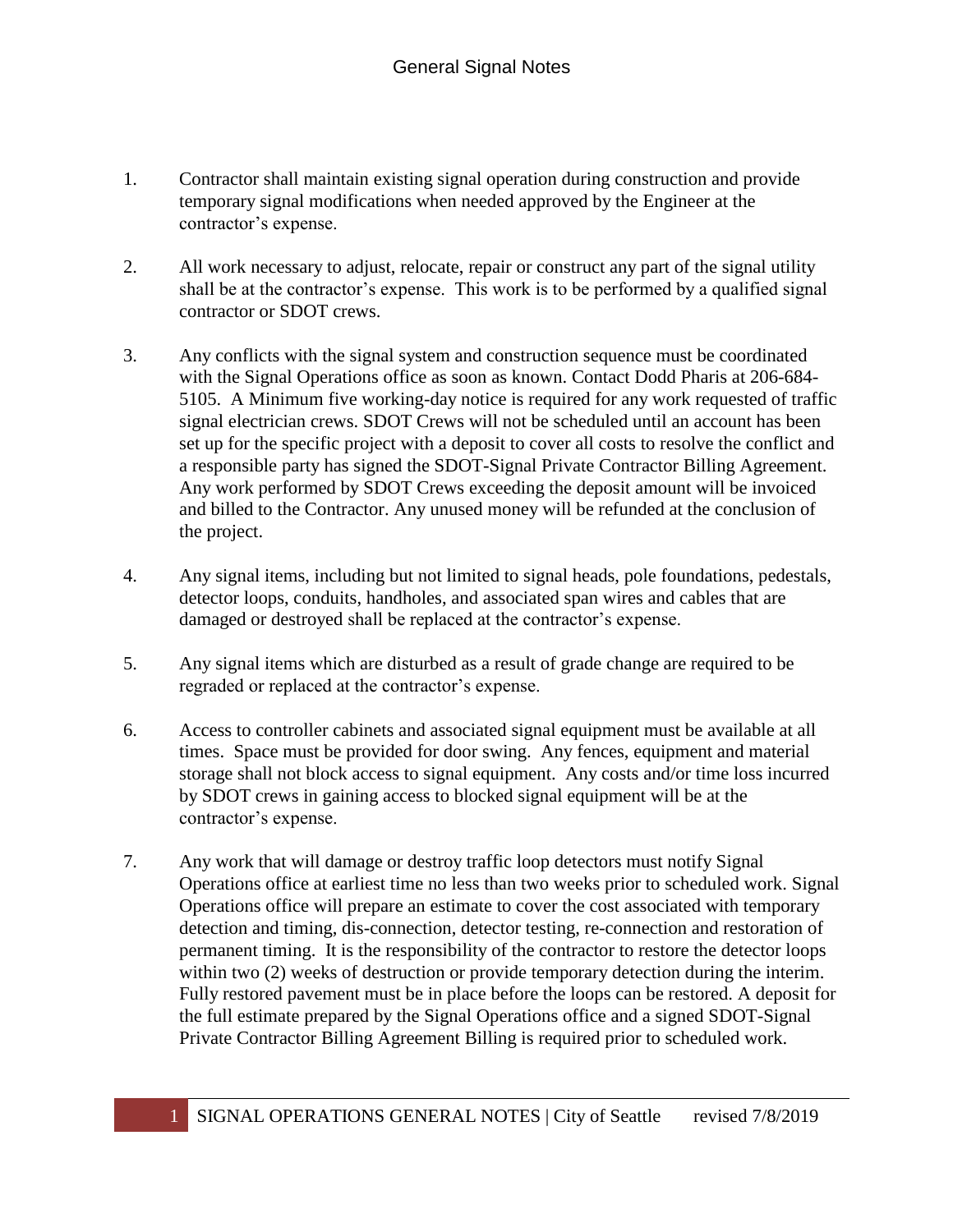# General Signal Notes

1. Contractor shall maintain existing signal operation during construction and provide temporary signal modifications when needed approved by the Engineer at the contractor's expense.

2. All work necessary to adjust, relocate, repair or construct any part of the signal utility shall be at the contractor's expense. This work is to be performed by a qualified signal contractor or SDOT crews.

3. Any conflicts with the signal system and construction sequence must be coordinated with the Signal Operations office as soon as known. Contact Dodd Pharis at 206-684-5105. A Minimum five working-day notice is required for any work requested of traffic signal electrician crews. SDOT Crews will not be scheduled until an account has been set up for the specific project with a deposit to cover all costs to resolve the conflict and a responsible party has signed the SDOT-Signal Private Contractor Billing Agreement. Any work performed by SDOT Crews exceeding the deposit amount will be invoiced and billed to the Contractor. Any unused money will be refunded at the conclusion of the project.

4. Any signal items, including but not limited to signal heads, pole foundations, pedestals, detector loops, conduits, handholes, and associated span wires and cables that are damaged or destroyed shall be replaced at the contractor's expense.

5. Any signal items which are disturbed as a result of grade change are required to be regraded or replaced at the contractor's expense.

6. Access to controller cabinets and associated signal equipment must be available at all times. Space must be provided for door swing. Any fences, equipment and material storage shall not block access to signal equipment. Any costs and/or time loss incurred by SDOT crews in gaining access to blocked signal equipment will be at the contractor's expense.

7. Any work that will damage or destroy traffic loop detectors must notify Signal Operations office at earliest time no less than two weeks prior to scheduled work. Signal Operations office will prepare an estimate to cover the cost associated with temporary detection and timing, dis-connection, detector testing, re-connection and restoration of permanent timing. It is the responsibility of the contractor to restore the detector loops within two (2) weeks of destruction or provide temporary detection during the interim. Fully restored pavement must be in place before the loops can be restored. A deposit for the full estimate prepared by the Signal Operations office and a signed SDOT-Signal Private Contractor Billing Agreement Billing is required prior to scheduled work.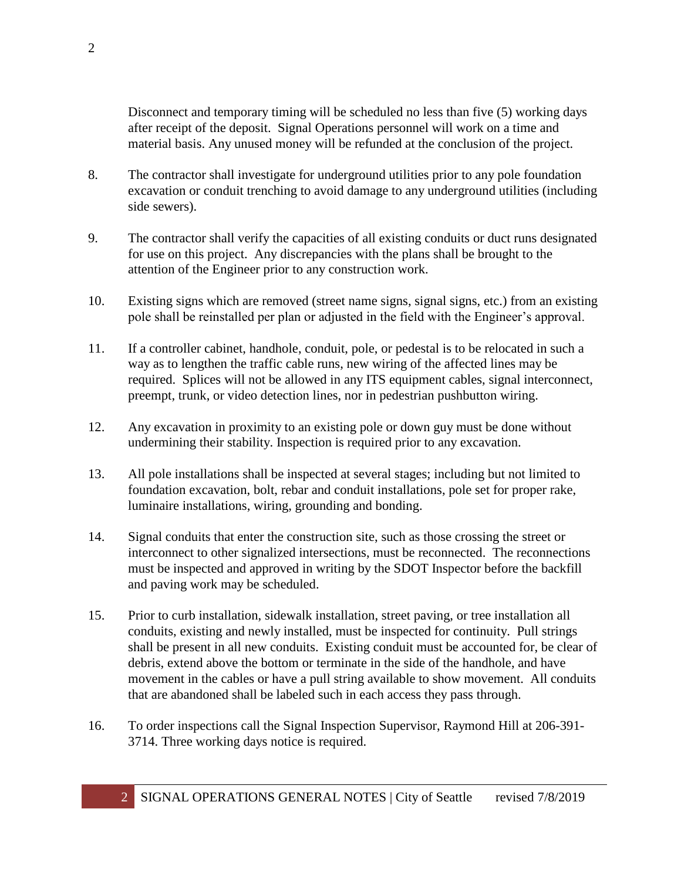Disconnect and temporary timing will be scheduled no less than five (5) working days after receipt of the deposit. Signal Operations personnel will work on a time and material basis. Any unused money will be refunded at the conclusion of the project.

8. The contractor shall investigate for underground utilities prior to any pole foundation excavation or conduit trenching to avoid damage to any underground utilities (including side sewers).

9. The contractor shall verify the capacities of all existing conduits or duct runs designated for use on this project. Any discrepancies with the plans shall be brought to the attention of the Engineer prior to any construction work.

10. Existing signs which are removed (street name signs, signal signs, etc.) from an existing pole shall be reinstalled per plan or adjusted in the field with the Engineer's approval.

11. If a controller cabinet, handhole, conduit, pole, or pedestal is to be relocated in such a way as to lengthen the traffic cable runs, new wiring of the affected lines may be required. Splices will not be allowed in any ITS equipment cables, signal interconnect, preempt, trunk, or video detection lines, nor in pedestrian pushbutton wiring.

12. Any excavation in proximity to an existing pole or down guy must be done without undermining their stability. Inspection is required prior to any excavation.

13. All pole installations shall be inspected at several stages; including but not limited to foundation excavation, bolt, rebar and conduit installations, pole set for proper rake, luminaire installations, wiring, grounding and bonding.

14. Signal conduits that enter the construction site, such as those crossing the street or interconnect to other signalized intersections, must be reconnected. The reconnections must be inspected and approved in writing by the SDOT Inspector before the backfill and paving work may be scheduled.

15. Prior to curb installation, sidewalk installation, street paving, or tree installation all conduits, existing and newly installed, must be inspected for continuity. Pull strings shall be present in all new conduits. Existing conduit must be accounted for, be clear of debris, extend above the bottom or terminate in the side of the handhole, and have movement in the cables or have a pull string available to show movement. All conduits that are abandoned shall be labeled such in each access they pass through.

16. To order inspections call the Signal Inspection Supervisor, Raymond Hill at 206-391-3714. Three working days notice is required.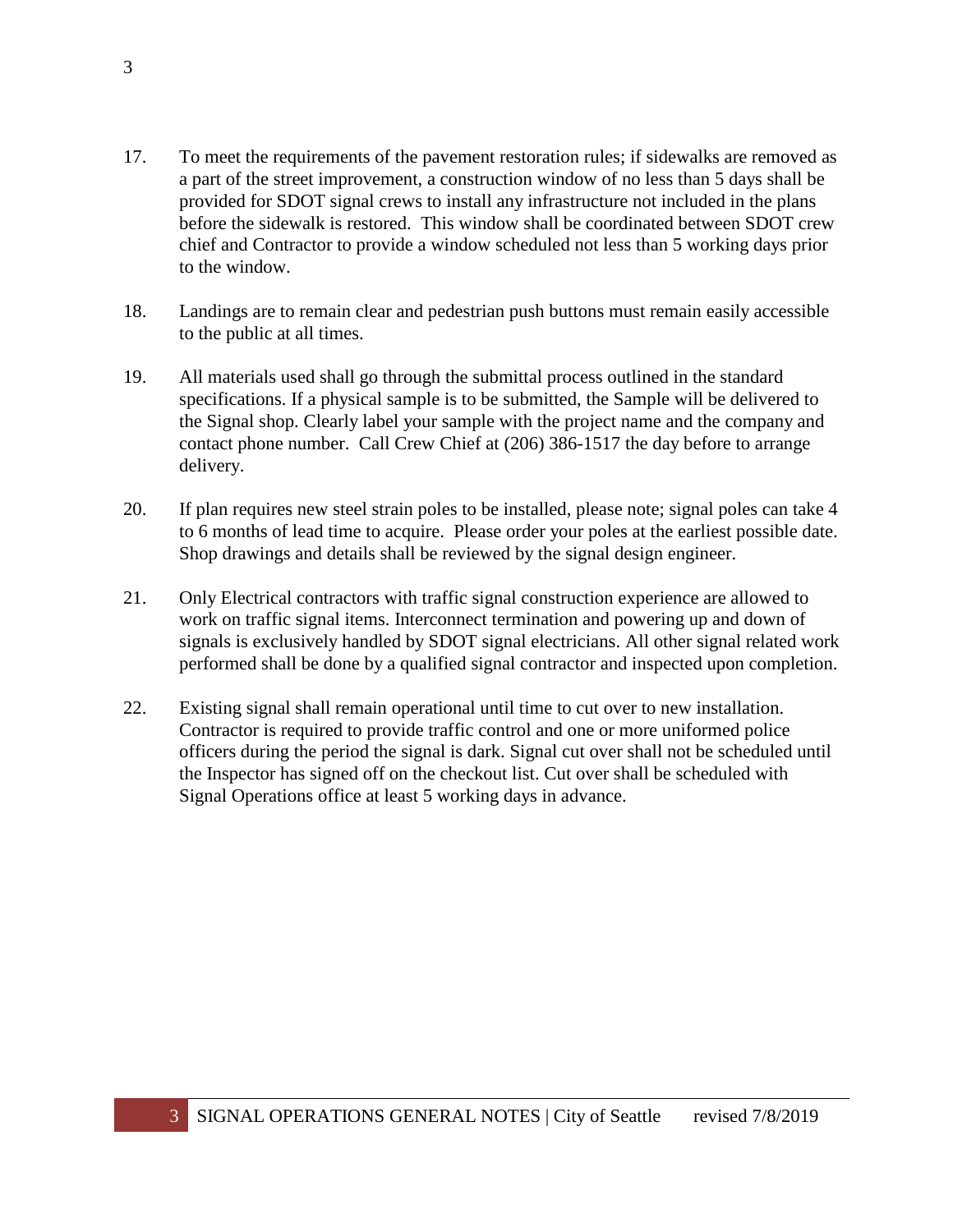17. To meet the requirements of the pavement restoration rules; if sidewalks are removed as a part of the street improvement, a construction window of no less than 5 days shall be provided for SDOT signal crews to install any infrastructure not included in the plans before the sidewalk is restored. This window shall be coordinated between SDOT crew chief and Contractor to provide a window scheduled not less than 5 working days prior to the window.

18. Landings are to remain clear and pedestrian push buttons must remain easily accessible to the public at all times.

19. All materials used shall go through the submittal process outlined in the standard specifications. If a physical sample is to be submitted, the Sample will be delivered to the Signal shop. Clearly label your sample with the project name and the company and contact phone number. Call Crew Chief at (206) 386-1517 the day before to arrange delivery.

20. If plan requires new steel strain poles to be installed, please note; signal poles can take 4 to 6 months of lead time to acquire. Please order your poles at the earliest possible date. Shop drawings and details shall be reviewed by the signal design engineer.

21. Only Electrical contractors with traffic signal construction experience are allowed to work on traffic signal items. Interconnect termination and powering up and down of signals is exclusively handled by SDOT signal electricians. All other signal related work performed shall be done by a qualified signal contractor and inspected upon completion.

22. Existing signal shall remain operational until time to cut over to new installation. Contractor is required to provide traffic control and one or more uniformed police officers during the period the signal is dark. Signal cut over shall not be scheduled until the Inspector has signed off on the checkout list. Cut over shall be scheduled with Signal Operations office at least 5 working days in advance.